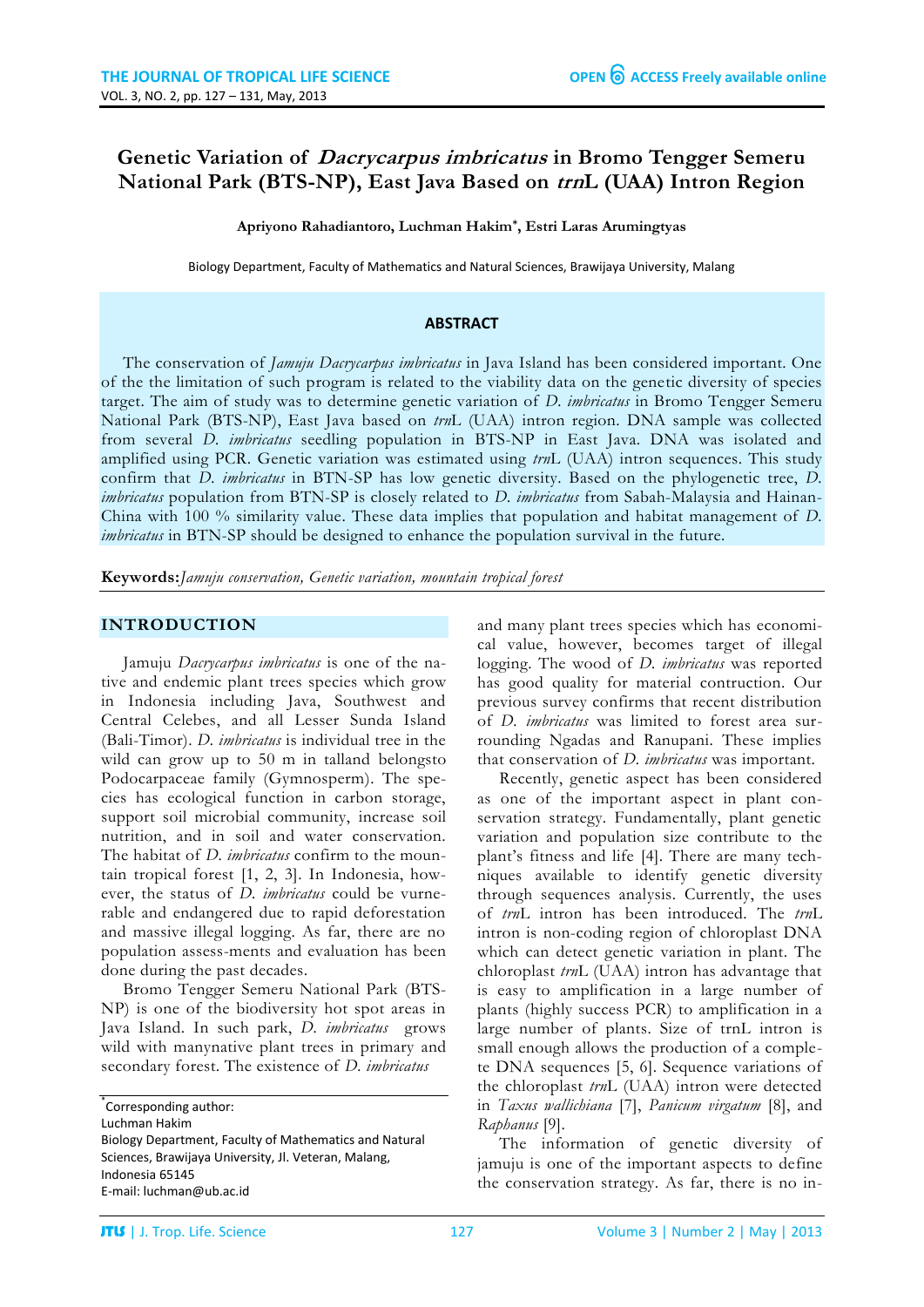# Genetic Variation of *Dacrycarpus imbricatus* in Bromo Tengger Semeru National Park (BTS-NP), East Java Based on *trn*L (UAA) Intron Region

**Apriyono Rahadiantoro, Luchman Hakim*, Estri Laras Arumingtyas**

Biology Department, Faculty of Mathematics and Natural Sciences, Brawijaya University, Malang

## ABSTRACT

The conservation of *Jamuju Dacrycarpus imbricatus* in Java Island has been considered important. One of the the limitation of such program is related to the viability data on the genetic diversity of species target. The aim of study was to determine genetic variation of *D. imbricatus* in Bromo Tengger Semeru National Park (BTS-NP), East Java based on *trn*L (UAA) intron region. DNA sample was collected from several *D. imbricatus* seedling population in BTS-NP in East Java. DNA was isolated and amplified using PCR. Genetic variation was estimated using *trn*L (UAA) intron sequences. This study confirm that *D. imbricatus* in BTN-SP has low genetic diversity. Based on the phylogenetic tree, *D. imbricatus* population from BTN-SP is closely related to *D. imbricatus* from Sabah-Malaysia and Hainan-China with 100 % similarity value. These data implies that population and habitat management of *D. imbricatus* in BTN-SP should be designed to enhance the population survival in the future.

**Keywords:** *Jamuju conservation, Genetic variation, mountain tropical forest*

## INTRODUCTION

Jamuju *Dacrycarpus imbricatus* is one of the native and endemic plant trees species which grow in Indonesia including Java, Southwest and Central Celebes, and all Lesser Sunda Island (Bali-Timor). *D. imbricatus* is individual tree in the wild can grow up to 50 m in talland belongsto Podocarpaceae family (Gymnosperm). The species has ecological function in carbon storage, support soil microbial community, increase soil nutrition, and in soil and water conservation. The habitat of *D. imbricatus* confirm to the mountain tropical forest [1, 2, 3]. In Indonesia, however, the status of *D. imbricatus* could be vunerable and endangered due to rapid deforestation and massive illegal logging. As far, there are no population assess-ments and evaluation has been done during the past decades.

Bromo Tengger Semeru National Park (BTS-NP) is one of the biodiversity hot spot areas in Java Island. In such park, *D. imbricatus* grows wild with manynative plant trees in primary and secondary forest. The existence of *D. imbricatus* and many plant trees species which has economical value, however, becomes target of illegal logging. The wood of *D. imbricatus* was reported has good quality for material contruction. Our previous survey confirms that recent distribution of *D. imbricatus* was limited to forest area surrounding Ngadas and Ranupani. These implies that conservation of *D. imbricatus* was important.

Recently, genetic aspect has been considered as one of the important aspect in plant conservation strategy. Fundamentally, plant genetic variation and population size contribute to the plant's fitness and life [4]. There are many techniques available to identify genetic diversity through sequences analysis. Currently, the uses of *trn*L intron has been introduced. The *trn*L intron is non-coding region of chloroplast DNA which can detect genetic variation in plant. The chloroplast *trn*L (UAA) intron has advantage that is easy to amplification in a large number of plants (highly success PCR) to amplification in a large number of plants. Size of trnL intron is small enough allows the production of a complete DNA sequences [5, 6]. Sequence variations of the chloroplast *trn*L (UAA) intron were detected in *Taxus wallichiana* [7], *Panicum virgatum* [8], and *Raphanus* [9].

The information of genetic diversity of jamuju is one of the important aspects to define the conservation strategy. As far, there is no in-

*Corresponding author:
Luchman Hakim
Biology Department, Faculty of Mathematics and Natural Sciences, Brawijaya University, Jl. Veteran, Malang, Indonesia 65145
E-mail: luchman@ub.ac.id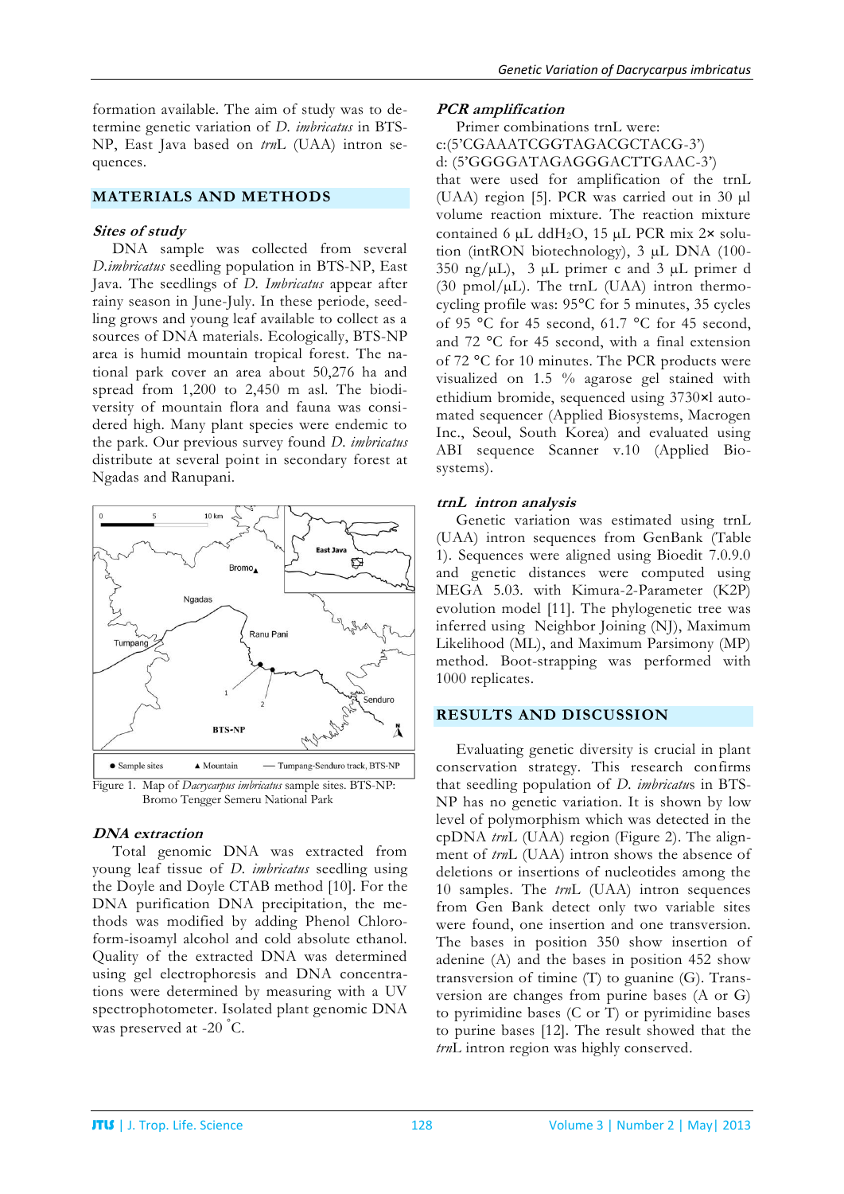formation available. The aim of study was to determine genetic variation of *D. imbricatus* in BTS-NP, East Java based on *trn*L (UAA) intron sequences.

## MATERIALS AND METHODS

### *Sites of study*

DNA sample was collected from several *D.imbricatus* seedling population in BTS-NP, East Java. The seedlings of *D. Imbricatus* appear after rainy season in June-July. In these periode, seedling grows and young leaf available to collect as a sources of DNA materials. Ecologically, BTS-NP area is humid mountain tropical forest. The national park cover an area about 50,276 ha and spread from 1,200 to 2,450 m asl. The biodiversity of mountain flora and fauna was considered high. Many plant species were endemic to the park. Our previous survey found *D. imbricatus* distribute at several point in secondary forest at Ngadas and Ranupani.

Figure 1. Map of *Dacrycarpus imbricatus* sample sites. BTS-NP: Bromo Tengger Semeru National Park

### *DNA extraction*

Total genomic DNA was extracted from young leaf tissue of *D. imbricatus* seedling using the Doyle and Doyle CTAB method [10]. For the DNA purification DNA precipitation, the methods was modified by adding Phenol Chloroform-isoamyl alcohol and cold absolute ethanol. Quality of the extracted DNA was determined using gel electrophoresis and DNA concentrations were determined by measuring with a UV spectrophotometer. Isolated plant genomic DNA was preserved at -20 °C.

### *PCR amplification*

Primer combinations trnL were:
c:(5'CGAAATCGGTAGACGCTACG-3')
d: (5'GGGGATAGAGGGACTTGAAC-3')
that were used for amplification of the trnL (UAA) region [5]. PCR was carried out in 30 µl volume reaction mixture. The reaction mixture contained 6 µL ddH$_2$O, 15 µL PCR mix 2× solution (intRON biotechnology), 3 µL DNA (100-350 ng/µL), 3 µL primer c and 3 µL primer d (30 pmol/µL). The trnL (UAA) intron thermocycling profile was: 95°C for 5 minutes, 35 cycles of 95 °C for 45 second, 61.7 °C for 45 second, and 72 °C for 45 second, with a final extension of 72 °C for 10 minutes. The PCR products were visualized on 1.5 % agarose gel stained with ethidium bromide, sequenced using 3730×l automated sequencer (Applied Biosystems, Macrogen Inc., Seoul, South Korea) and evaluated using ABI sequence Scanner v.10 (Applied Biosystems).

### *trnL intron analysis*

Genetic variation was estimated using trnL (UAA) intron sequences from GenBank (Table 1). Sequences were aligned using Bioedit 7.0.9.0 and genetic distances were computed using MEGA 5.03. with Kimura-2-Parameter (K2P) evolution model [11]. The phylogenetic tree was inferred using Neighbor Joining (NJ), Maximum Likelihood (ML), and Maximum Parsimony (MP) method. Boot-strapping was performed with 1000 replicates.

## RESULTS AND DISCUSSION

Evaluating genetic diversity is crucial in plant conservation strategy. This research confirms that seedling population of *D. imbricatus* in BTS-NP has no genetic variation. It is shown by low level of polymorphism which was detected in the cpDNA *trn*L (UAA) region (Figure 2). The alignment of *trn*L (UAA) intron shows the absence of deletions or insertions of nucleotides among the 10 samples. The *trn*L (UAA) intron sequences from Gen Bank detect only two variable sites were found, one insertion and one transversion. The bases in position 350 show insertion of adenine (A) and the bases in position 452 show transversion of timine (T) to guanine (G). Transversion are changes from purine bases (A or G) to pyrimidine bases (C or T) or pyrimidine bases to purine bases [12]. The result showed that the *trn*L intron region was highly conserved.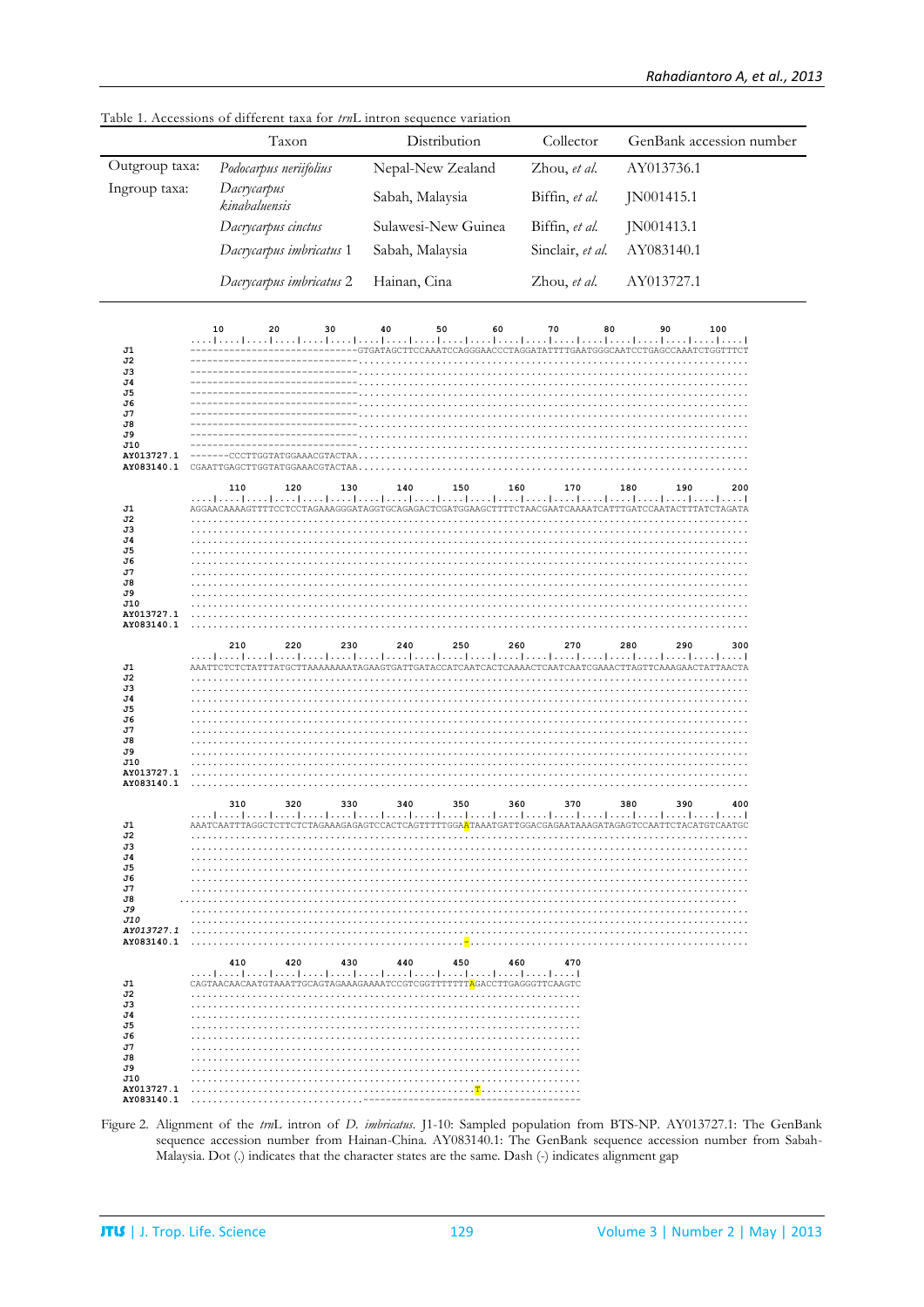Table 1. Accessions of different taxa for *trn*L intron sequence variation

| | Taxon | Distribution | Collector | GenBank accession number |
|---|---|---|---|---|
| Outgroup taxa: | *Podocarpus neriifolius* | Nepal-New Zealand | Zhou, *et al.* | AY013736.1 |
| Ingroup taxa: | *Dacrycarpus kinabaluensis* | Sabah, Malaysia | Biffin, *et al.* | JN001415.1 |
| | *Dacrycarpus cinctus* | Sulawesi-New Guinea | Biffin, *et al.* | JN001413.1 |
| | *Dacrycarpus imbricatus* 1 | Sabah, Malaysia | Sinclair, *et al.* | AY083140.1 |
| | *Dacrycarpus imbricatus* 2 | Hainan, Cina | Zhou, *et al.* | AY013727.1 |

```
                    10        20        30        40        50        60        70        80        90       100
            ....|....|....|....|....|....|....|....|....|....|....|....|....|....|....|....|....|....|....|....|
J1          ------------------------------GTGATAGCTTCCAAATCCAGGGAACCCTAGGATATTTTGAATGGGCAATCCTGAGCCAAATCTGGTTTCT
J2          ------------------------------......................................................................
J3          ------------------------------......................................................................
J4          ------------------------------......................................................................
J5          ------------------------------......................................................................
J6          ------------------------------......................................................................
J7          ------------------------------......................................................................
J8          ------------------------------......................................................................
J9          ------------------------------......................................................................
J10         ------------------------------......................................................................
AY013727.1  -------CCCTTGGTATGGAAACGTACTAA......................................................................
AY083140.1  CGAATTGAGCTTGGTATGGAAACGTACTAA......................................................................

                   110       120       130       140       150       160       170       180       190       200
            ....|....|....|....|....|....|....|....|....|....|....|....|....|....|....|....|....|....|....|....|
J1          AGGAACAAAAGTTTTCCTCCTAGAAAGGGATAGGTGCAGAGACTCGATGGAAGCTTTTCTAACGAATCAAAATCATTTGATCCAATACTTTATCTAGATA
J2          ....................................................................................................
J3          ....................................................................................................
J4          ....................................................................................................
J5          ....................................................................................................
J6          ....................................................................................................
J7          ....................................................................................................
J8          ....................................................................................................
J9          ....................................................................................................
J10         ....................................................................................................
AY013727.1  ....................................................................................................
AY083140.1  ....................................................................................................

                   210       220       230       240       250       260       270       280       290       300
            ....|....|....|....|....|....|....|....|....|....|....|....|....|....|....|....|....|....|....|....|
J1          AAATTCTCTCTATTTATGCTTAAAAAAAATAGAAGTGATTGATACCATCAATCACTCAAAACTCAATCAATCGAAACTTAGTTCAAAGAACTATTAACTA
J2          ....................................................................................................
J3          ....................................................................................................
J4          ....................................................................................................
J5          ....................................................................................................
J6          ....................................................................................................
J7          ....................................................................................................
J8          ....................................................................................................
J9          ....................................................................................................
J10         ....................................................................................................
AY013727.1  ....................................................................................................
AY083140.1  ....................................................................................................

                   310       320       330       340       350       360       370       380       390       400
            ....|....|....|....|....|....|....|....|....|....|....|....|....|....|....|....|....|....|....|....|
J1          AAATCAATTTAGGCTCTTCTCTAGAAAGAGAGTCCACTCAGTTTTTGGAATAAATGATTGGACGAGAATAAAGATAGAGTCCAATTCTACATGTCAATGC
J2          ....................................................................................................
J3          ....................................................................................................
J4          ....................................................................................................
J5          ....................................................................................................
J6          ....................................................................................................
J7          ....................................................................................................
J8          ....................................................................................................
J9          ....................................................................................................
J10         ....................................................................................................
AY013727.1  ....................................................................................................
AY083140.1  .................................................-..................................................

                   410       420       430       440       450       460       470
            ....|....|....|....|....|....|....|....|....|....|....|....|....|....|
J1          CAGTAACAACAATGTAAATTGCAGTAGAAAGAAAATCCGTCGGTTTTTTTAGACCTTGAGGGTTCAAGTC
J2          ......................................................................
J3          ......................................................................
J4          ......................................................................
J5          ......................................................................
J6          ......................................................................
J7          ......................................................................
J8          ......................................................................
J9          ......................................................................
J10         ......................................................................
AY013727.1  ..................................................T...................
AY083140.1  ...................................-----------------------------------
```

Figure 2. Alignment of the *trn*L intron of *D. imbricatus*. J1-10: Sampled population from BTS-NP. AY013727.1: The GenBank sequence accession number from Hainan-China. AY083140.1: The GenBank sequence accession number from Sabah-Malaysia. Dot (.) indicates that the character states are the same. Dash (-) indicates alignment gap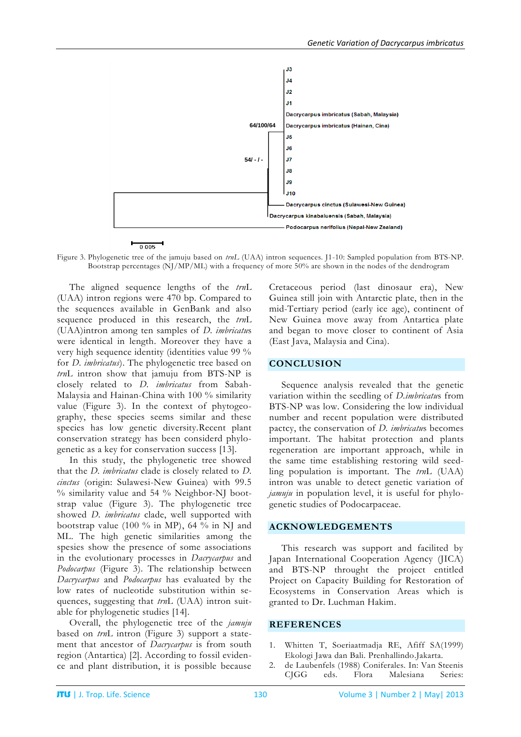Figure 3. Phylogenetic tree of the jamuju based on *trn*L (UAA) intron sequences. J1-10: Sampled population from BTS-NP. Bootstrap percentages (NJ/MP/ML) with a frequency of more 50% are shown in the nodes of the dendrogram

The aligned sequence lengths of the *trn*L (UAA) intron regions were 470 bp. Compared to the sequences available in GenBank and also sequence produced in this research, the *trn*L (UAA)intron among ten samples of *D. imbricatus* were identical in length. Moreover they have a very high sequence identity (identities value 99 % for *D. imbricatus*). The phylogenetic tree based on *trn*L intron show that jamuju from BTS-NP is closely related to *D. imbricatus* from Sabah-Malaysia and Hainan-China with 100 % similarity value (Figure 3). In the context of phytogeo-graphy, these species seems similar and these species has low genetic diversity.Recent plant conservation strategy has been considerd phylo-genetic as a key for conservation success [13].

In this study, the phylogenetic tree showed that the *D. imbricatus* clade is closely related to *D. cinctus* (origin: Sulawesi-New Guinea) with 99.5 % similarity value and 54 % Neighbor-NJ boot-strap value (Figure 3). The phylogenetic tree showed *D. imbricatus* clade, well supported with bootstrap value (100 % in MP), 64 % in NJ and ML. The high genetic similarities among the spesies show the presence of some associations in the evolutionary processes in *Dacrycarpus* and *Podocarpus* (Figure 3). The relationship between *Dacrycarpus* and *Podocarpus* has evaluated by the low rates of nucleotide substitution within se-quences, suggesting that *trn*L (UAA) intron suit-able for phylogenetic studies [14].

Overall, the phylogenetic tree of the *jamuju* based on *trn*L intron (Figure 3) support a state-ment that ancestor of *Dacrycarpus* is from south region (Antartica) [2]. According to fossil eviden-ce and plant distribution, it is possible because Cretaceous period (last dinosaur era), New Guinea still join with Antarctic plate, then in the mid-Tertiary period (early ice age), continent of New Guinea move away from Antartica plate and began to move closer to continent of Asia (East Java, Malaysia and Cina).

## CONCLUSION

Sequence analysis revealed that the genetic variation within the seedling of *D.imbricatus* from BTS-NP was low. Considering the low individual number and recent population were distributed pactcy, the conservation of *D. imbricatus* becomes important. The habitat protection and plants regeneration are important approach, while in the same time establishing restoring wild seed-ling population is important. The *trn*L (UAA) intron was unable to detect genetic variation of *jamuju* in population level, it is useful for phylo-genetic studies of Podocarpaceae.

## ACKNOWLEDGEMENTS

This research was support and facilited by Japan International Cooperation Agency (JICA) and BTS-NP throught the project entitled Project on Capacity Building for Restoration of Ecosystems in Conservation Areas which is granted to Dr. Luchman Hakim.

## REFERENCES

1. Whitten T, Soeriaatmadja RE, Afiff SA(1999) Ekologi Jawa dan Bali. Prenhallindo.Jakarta.
2. de Laubenfels (1988) Coniferales. In: Van Steenis CJGG eds. Flora Malesiana Series: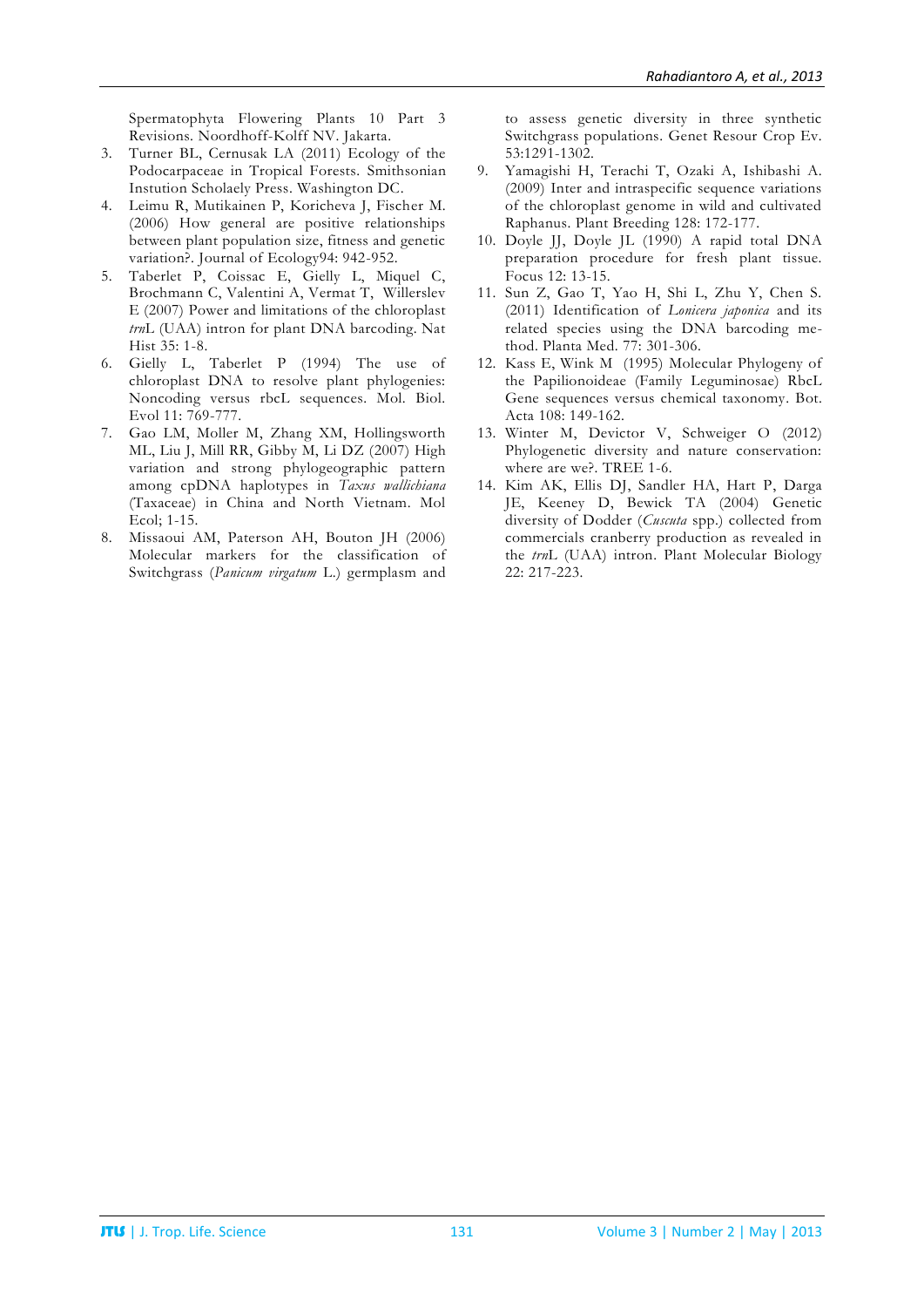Spermatophyta Flowering Plants 10 Part 3 Revisions. Noordhoff-Kolff NV. Jakarta.

3. Turner BL, Cernusak LA (2011) Ecology of the Podocarpaceae in Tropical Forests. Smithsonian Instution Scholaely Press. Washington DC.
4. Leimu R, Mutikainen P, Koricheva J, Fischer M. (2006) How general are positive relationships between plant population size, fitness and genetic variation?. Journal of Ecology94: 942-952.
5. Taberlet P, Coissac E, Gielly L, Miquel C, Brochmann C, Valentini A, Vermat T, Willerslev E (2007) Power and limitations of the chloroplast *trn*L (UAA) intron for plant DNA barcoding. Nat Hist 35: 1-8.
6. Gielly L, Taberlet P (1994) The use of chloroplast DNA to resolve plant phylogenies: Noncoding versus rbcL sequences. Mol. Biol. Evol 11: 769-777.
7. Gao LM, Moller M, Zhang XM, Hollingsworth ML, Liu J, Mill RR, Gibby M, Li DZ (2007) High variation and strong phylogeographic pattern among cpDNA haplotypes in *Taxus wallichiana* (Taxaceae) in China and North Vietnam. Mol Ecol; 1-15.
8. Missaoui AM, Paterson AH, Bouton JH (2006) Molecular markers for the classification of Switchgrass (*Panicum virgatum* L.) germplasm and to assess genetic diversity in three synthetic Switchgrass populations. Genet Resour Crop Ev. 53:1291-1302.
9. Yamagishi H, Terachi T, Ozaki A, Ishibashi A. (2009) Inter and intraspecific sequence variations of the chloroplast genome in wild and cultivated Raphanus. Plant Breeding 128: 172-177.
10. Doyle JJ, Doyle JL (1990) A rapid total DNA preparation procedure for fresh plant tissue. Focus 12: 13-15.
11. Sun Z, Gao T, Yao H, Shi L, Zhu Y, Chen S. (2011) Identification of *Lonicera japonica* and its related species using the DNA barcoding method. Planta Med. 77: 301-306.
12. Kass E, Wink M (1995) Molecular Phylogeny of the Papilionoideae (Family Leguminosae) RbcL Gene sequences versus chemical taxonomy. Bot. Acta 108: 149-162.
13. Winter M, Devictor V, Schweiger O (2012) Phylogenetic diversity and nature conservation: where are we?. TREE 1-6.
14. Kim AK, Ellis DJ, Sandler HA, Hart P, Darga JE, Keeney D, Bewick TA (2004) Genetic diversity of Dodder (*Cuscuta* spp.) collected from commercials cranberry production as revealed in the *trn*L (UAA) intron. Plant Molecular Biology 22: 217-223.